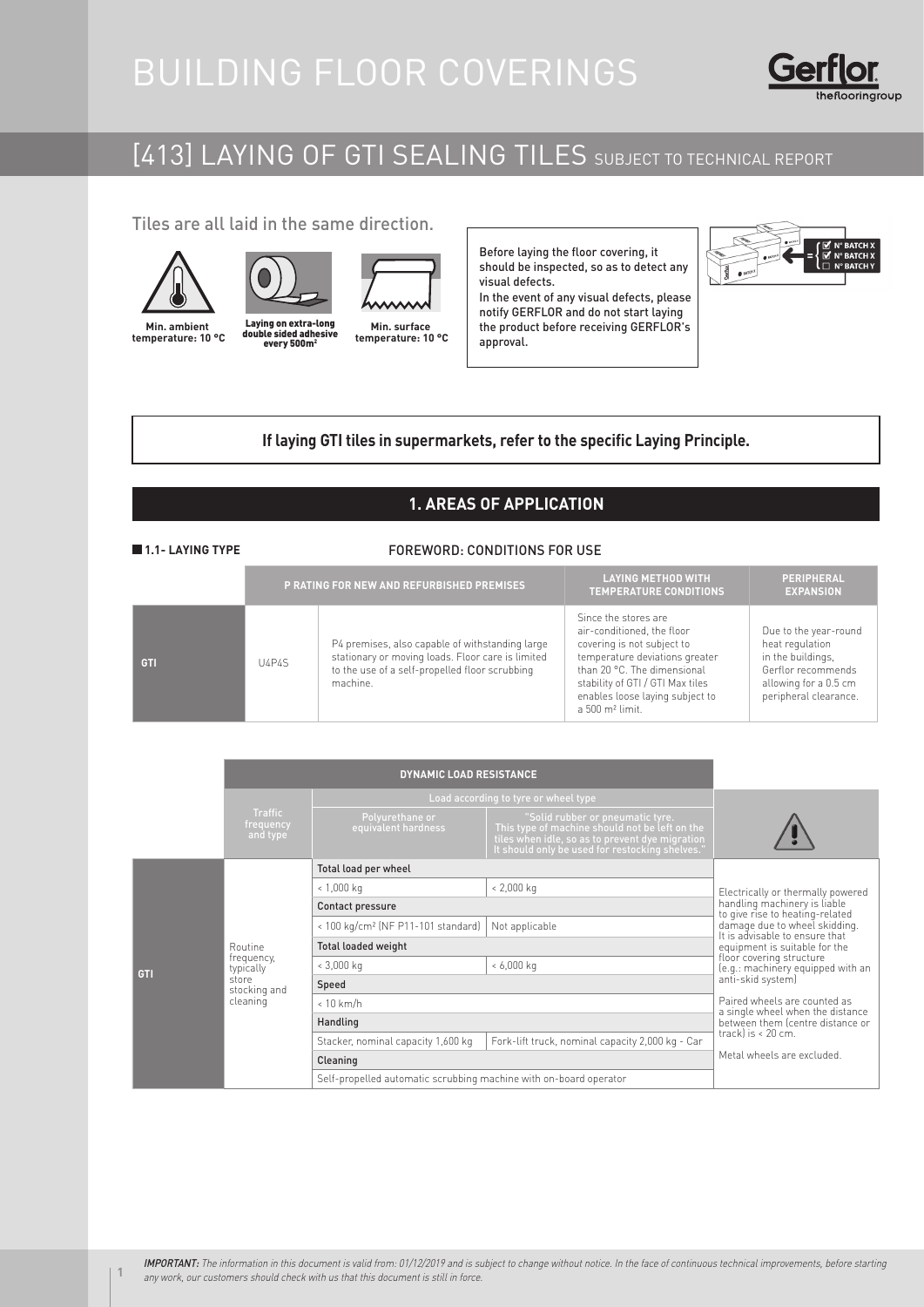# BUILDING FLOOR COVERINGS

## [413] LAYING OF GTI SEALING TILES SUBJECT TO TECHNICAL REPORT

Tiles are all laid in the same direction.

**Min. ambient temperature: 10 °C**

**Laying on extra-long double sided adhesive every 500m²**

**Min. surface temperature: 10 °C**

Before laying the floor covering, it should be inspected, so as to detect any visual defects.
In the event of any visual defects, please notify GERFLOR and do not start laying the product before receiving GERFLOR's approval.

N° BATCH X
N° BATCH X
N° BATCH Y

**If laying GTI tiles in supermarkets, refer to the specific Laying Principle.**

## 1. AREAS OF APPLICATION

### 1.1- LAYING TYPE

FOREWORD: CONDITIONS FOR USE

| | P RATING FOR NEW AND REFURBISHED PREMISES | | LAYING METHOD WITH TEMPERATURE CONDITIONS | PERIPHERAL EXPANSION |
|---|---|---|---|---|
| GTI | U4P4S | P4 premises, also capable of withstanding large stationary or moving loads. Floor care is limited to the use of a self-propelled floor scrubbing machine. | Since the stores are air-conditioned, the floor covering is not subject to temperature deviations greater than 20 °C. The dimensional stability of GTI / GTI Max tiles enables loose laying subject to a 500 m² limit. | Due to the year-round heat regulation in the buildings, Gerflor recommends allowing for a 0.5 cm peripheral clearance. |

| | DYNAMIC LOAD RESISTANCE | | | |
|---|---|---|---|---|
| | Traffic frequency and type | Load according to tyre or wheel type | | ⚠ |
| | | Polyurethane or equivalent hardness | "Solid rubber or pneumatic tyre. This type of machine should not be left on the tiles when idle, so as to prevent dye migration It should only be used for restocking shelves." | |
| GTI | Routine frequency, typically store stocking and cleaning | Total load per wheel | | Electrically or thermally powered handling machinery is liable to give rise to heating-related damage due to wheel skidding. It is advisable to ensure that equipment is suitable for the floor covering structure (e.g.: machinery equipped with an anti-skid system)<br><br>Paired wheels are counted as a single wheel when the distance between them (centre distance or track) is < 20 cm.<br><br>Metal wheels are excluded. |
| | | < 1,000 kg | < 2,000 kg | |
| | | Contact pressure | | |
| | | < 100 kg/cm² (NF P11-101 standard) | Not applicable | |
| | | Total loaded weight | | |
| | | < 3,000 kg | < 6,000 kg | |
| | | Speed | | |
| | | < 10 km/h | | |
| | | Handling | | |
| | | Stacker, nominal capacity 1,600 kg | Fork-lift truck, nominal capacity 2,000 kg - Car | |
| | | Cleaning | | |
| | | Self-propelled automatic scrubbing machine with on-board operator | | |

*IMPORTANT: The information in this document is valid from: 01/12/2019 and is subject to change without notice. In the face of continuous technical improvements, before starting any work, our customers should check with us that this document is still in force.*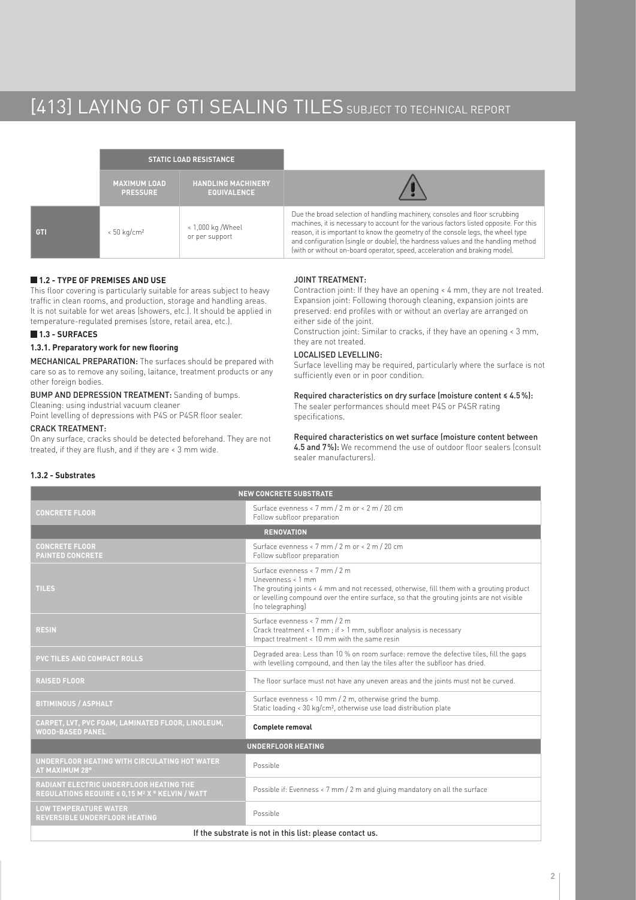# [413] LAYING OF GTI SEALING TILES SUBJECT TO TECHNICAL REPORT

| | STATIC LOAD RESISTANCE | | |
|---|---|---|---|
| | MAXIMUM LOAD PRESSURE | HANDLING MACHINERY EQUIVALENCE | ⚠ |
| GTI | < 50 kg/cm² | < 1,000 kg /Wheel or per support | Due the broad selection of handling machinery, consoles and floor scrubbing machines, it is necessary to account for the various factors listed opposite. For this reason, it is important to know the geometry of the console legs, the wheel type and configuration (single or double), the hardness values and the handling method (with or without on-board operator, speed, acceleration and braking mode). |

## 1.2 - TYPE OF PREMISES AND USE

This floor covering is particularly suitable for areas subject to heavy traffic in clean rooms, and production, storage and handling areas. It is not suitable for wet areas (showers, etc.). It should be applied in temperature-regulated premises (store, retail area, etc.).

## 1.3 - SURFACES

### 1.3.1. Preparatory work for new flooring

MECHANICAL PREPARATION: The surfaces should be prepared with care so as to remove any soiling, laitance, treatment products or any other foreign bodies.

BUMP AND DEPRESSION TREATMENT: Sanding of bumps.
Cleaning: using industrial vacuum cleaner
Point levelling of depressions with P4S or P4SR floor sealer.

CRACK TREATMENT:
On any surface, cracks should be detected beforehand. They are not treated, if they are flush, and if they are < 3 mm wide.

JOINT TREATMENT:
Contraction joint: If they have an opening < 4 mm, they are not treated.
Expansion joint: Following thorough cleaning, expansion joints are preserved: end profiles with or without an overlay are arranged on either side of the joint.
Construction joint: Similar to cracks, if they have an opening < 3 mm, they are not treated.

LOCALISED LEVELLING:
Surface levelling may be required, particularly where the surface is not sufficiently even or in poor condition.

Required characteristics on dry surface (moisture content ≤ 4.5 %):
The sealer performances should meet P4S or P4SR rating specifications.

Required characteristics on wet surface (moisture content between 4.5 and 7%): We recommend the use of outdoor floor sealers (consult sealer manufacturers).

### 1.3.2 - Substrates

| NEW CONCRETE SUBSTRATE | |
|---|---|
| CONCRETE FLOOR | Surface evenness < 7 mm / 2 m or < 2 m / 20 cm<br>Follow subfloor preparation |
| **RENOVATION** | |
| CONCRETE FLOOR<br>PAINTED CONCRETE | Surface evenness < 7 mm / 2 m or < 2 m / 20 cm<br>Follow subfloor preparation |
| TILES | Surface evenness < 7 mm / 2 m<br>Unevenness < 1 mm<br>The grouting joints < 4 mm and not recessed, otherwise, fill them with a grouting product or levelling compound over the entire surface, so that the grouting joints are not visible (no telegraphing) |
| RESIN | Surface evenness < 7 mm / 2 m<br>Crack treatment < 1 mm ; if > 1 mm, subfloor analysis is necessary<br>Impact treatment < 10 mm with the same resin |
| PVC TILES AND COMPACT ROLLS | Degraded area: Less than 10 % on room surface: remove the defective tiles, fill the gaps with levelling compound, and then lay the tiles after the subfloor has dried. |
| RAISED FLOOR | The floor surface must not have any uneven areas and the joints must not be curved. |
| BITIMINOUS / ASPHALT | Surface evenness < 10 mm / 2 m, otherwise grind the bump.<br>Static loading < 30 kg/cm², otherwise use load distribution plate |
| CARPET, LVT, PVC FOAM, LAMINATED FLOOR, LINOLEUM, WOOD-BASED PANEL | **Complete removal** |
| **UNDERFLOOR HEATING** | |
| UNDERFLOOR HEATING WITH CIRCULATING HOT WATER AT MAXIMUM 28° | Possible |
| RADIANT ELECTRIC UNDERFLOOR HEATING THE REGULATIONS REQUIRE ≤ 0,15 M² X ° KELVIN / WATT | Possible if: Evenness < 7 mm / 2 m and gluing mandatory on all the surface |
| LOW TEMPERATURE WATER REVERSIBLE UNDERFLOOR HEATING | Possible |
| If the substrate is not in this list: please contact us. | |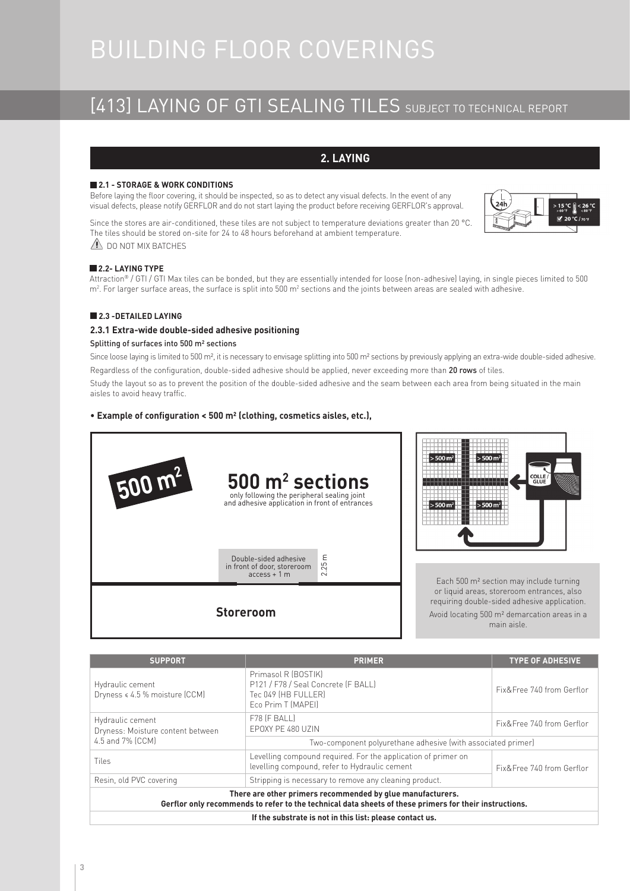# BUILDING FLOOR COVERINGS

## [413] LAYING OF GTI SEALING TILES SUBJECT TO TECHNICAL REPORT

## 2. LAYING

### 2.1 - STORAGE & WORK CONDITIONS

Before laying the floor covering, it should be inspected, so as to detect any visual defects. In the event of any visual defects, please notify GERFLOR and do not start laying the product before receiving GERFLOR's approval.

Since the stores are air-conditioned, these tiles are not subject to temperature deviations greater than 20 °C. The tiles should be stored on-site for 24 to 48 hours beforehand at ambient temperature.

24h — > 15 °C / > 60 °F — < 26 °C / < 80 °F — 20 °C / 70 °F

⚠ DO NOT MIX BATCHES

### 2.2- LAYING TYPE

Attraction® / GTI / GTI Max tiles can be bonded, but they are essentially intended for loose (non-adhesive) laying, in single pieces limited to 500 m². For larger surface areas, the surface is split into 500 m² sections and the joints between areas are sealed with adhesive.

### 2.3 -DETAILED LAYING

#### 2.3.1 Extra-wide double-sided adhesive positioning

Splitting of surfaces into 500 m² sections

Since loose laying is limited to 500 m², it is necessary to envisage splitting into 500 m² sections by previously applying an extra-wide double-sided adhesive.

Regardless of the configuration, double-sided adhesive should be applied, never exceeding more than **20 rows** of tiles.

Study the layout so as to prevent the position of the double-sided adhesive and the seam between each area from being situated in the main aisles to avoid heavy traffic.

- **Example of configuration < 500 m² (clothing, cosmetics aisles, etc.),**

500 m²

**500 m² sections**
only following the peripheral sealing joint and adhesive application in front of entrances

Double-sided adhesive in front of door, storeroom access + 1 m

2.25 m

**Storeroom**

> 500 m² — > 500 m² — > 500 m² — > 500 m² — COLLE / GLUE

Each 500 m² section may include turning or liquid areas, storeroom entrances, also requiring double-sided adhesive application.

Avoid locating 500 m² demarcation areas in a main aisle.

| SUPPORT | PRIMER | TYPE OF ADHESIVE |
|---|---|---|
| Hydraulic cement<br>Dryness ≤ 4.5 % moisture (CCM) | Primasol R (BOSTIK)<br>P121 / F78 / Seal Concrete (F BALL)<br>Tec 049 (HB FULLER)<br>Eco Prim T (MAPEI) | Fix&Free 740 from Gerflor |
| Hydraulic cement<br>Dryness: Moisture content between 4.5 and 7% (CCM) | F78 (F BALL)<br>EPOXY PE 480 UZIN | Fix&Free 740 from Gerflor |
| | Two-component polyurethane adhesive (with associated primer) | |
| Tiles | Levelling compound required. For the application of primer on levelling compound, refer to Hydraulic cement | Fix&Free 740 from Gerflor |
| Resin, old PVC covering | Stripping is necessary to remove any cleaning product. | |
| **There are other primers recommended by glue manufacturers.<br>Gerflor only recommends to refer to the technical data sheets of these primers for their instructions.** | | |
| **If the substrate is not in this list: please contact us.** | | |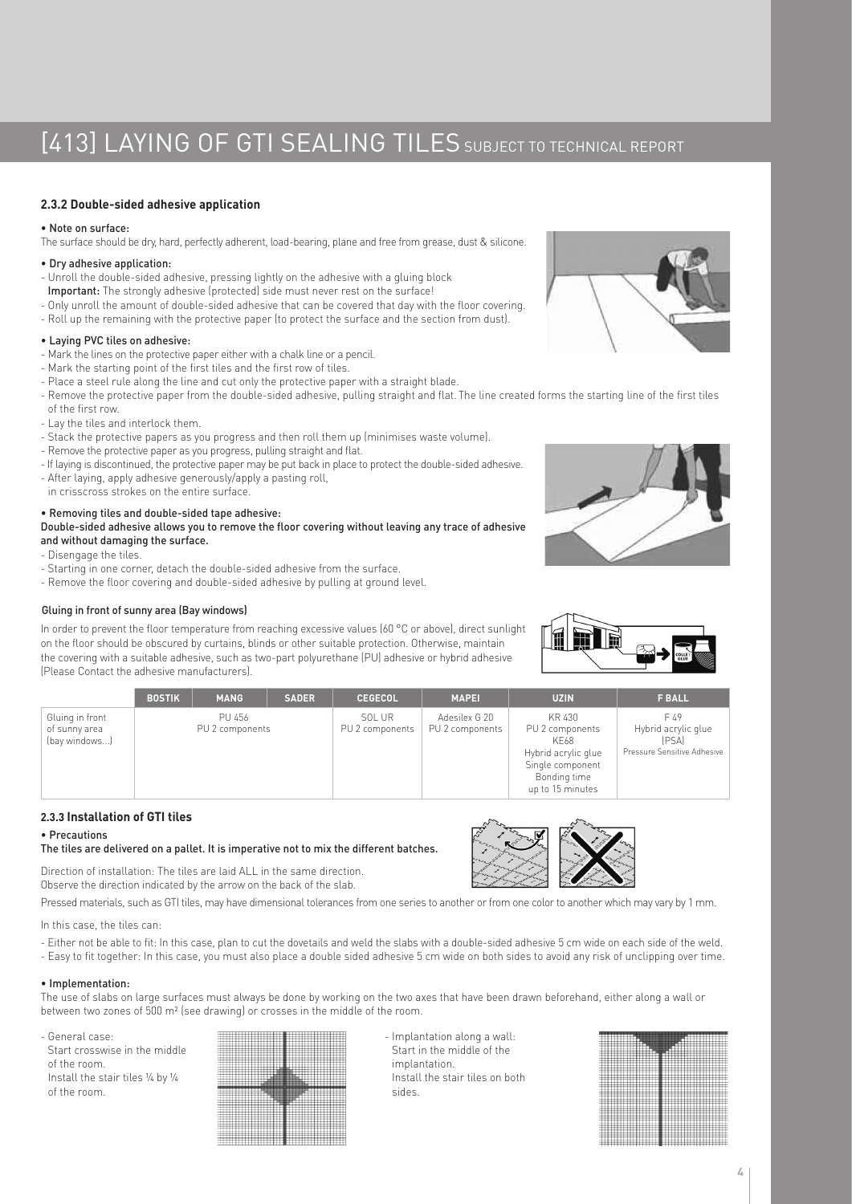# [413] LAYING OF GTI SEALING TILES SUBJECT TO TECHNICAL REPORT

### 2.3.2 Double-sided adhesive application

• Note on surface:

The surface should be dry, hard, perfectly adherent, load-bearing, plane and free from grease, dust & silicone.

• Dry adhesive application:

- Unroll the double-sided adhesive, pressing lightly on the adhesive with a gluing block
  **Important:** The strongly adhesive (protected) side must never rest on the surface!
- Only unroll the amount of double-sided adhesive that can be covered that day with the floor covering.
- Roll up the remaining with the protective paper (to protect the surface and the section from dust).

• Laying PVC tiles on adhesive:

- Mark the lines on the protective paper either with a chalk line or a pencil.
- Mark the starting point of the first tiles and the first row of tiles.
- Place a steel rule along the line and cut only the protective paper with a straight blade.
- Remove the protective paper from the double-sided adhesive, pulling straight and flat. The line created forms the starting line of the first tiles of the first row.
- Lay the tiles and interlock them.
- Stack the protective papers as you progress and then roll them up (minimises waste volume).
- Remove the protective paper as you progress, pulling straight and flat.
- If laying is discontinued, the protective paper may be put back in place to protect the double-sided adhesive.
- After laying, apply adhesive generously/apply a pasting roll, in crisscross strokes on the entire surface.

• Removing tiles and double-sided tape adhesive:

Double-sided adhesive allows you to remove the floor covering without leaving any trace of adhesive and without damaging the surface.

- Disengage the tiles.
- Starting in one corner, detach the double-sided adhesive from the surface.
- Remove the floor covering and double-sided adhesive by pulling at ground level.

Gluing in front of sunny area (Bay windows)

In order to prevent the floor temperature from reaching excessive values (60 °C or above), direct sunlight on the floor should be obscured by curtains, blinds or other suitable protection. Otherwise, maintain the covering with a suitable adhesive, such as two-part polyurethane (PU) adhesive or hybrid adhesive (Please Contact the adhesive manufacturers).

| | BOSTIK | MANG | SADER | CEGECOL | MAPEI | UZIN | F BALL |
|---|---|---|---|---|---|---|---|
| Gluing in front of sunny area (bay windows...) | PU 456 PU 2 components | | | SOL UR PU 2 components | Adesilex G 20 PU 2 components | KR 430 PU 2 components KE68 Hybrid acrylic glue Single component Bonding time up to 15 minutes | F 49 Hybrid acrylic glue (PSA) Pressure Sensitive Adhesive |

### 2.3.3 Installation of GTI tiles

• Precautions

**The tiles are delivered on a pallet. It is imperative not to mix the different batches.**

Direction of installation: The tiles are laid ALL in the same direction.
Observe the direction indicated by the arrow on the back of the slab.

Pressed materials, such as GTI tiles, may have dimensional tolerances from one series to another or from one color to another which may vary by 1 mm.

In this case, the tiles can:

- Either not be able to fit: In this case, plan to cut the dovetails and weld the slabs with a double-sided adhesive 5 cm wide on each side of the weld.
- Easy to fit together: In this case, you must also place a double sided adhesive 5 cm wide on both sides to avoid any risk of unclipping over time.

• Implementation:

The use of slabs on large surfaces must always be done by working on the two axes that have been drawn beforehand, either along a wall or between two zones of 500 m² (see drawing) or crosses in the middle of the room.

- General case:
  Start crosswise in the middle of the room.
  Install the stair tiles ¼ by ¼ of the room.

- Implantation along a wall:
  Start in the middle of the implantation.
  Install the stair tiles on both sides.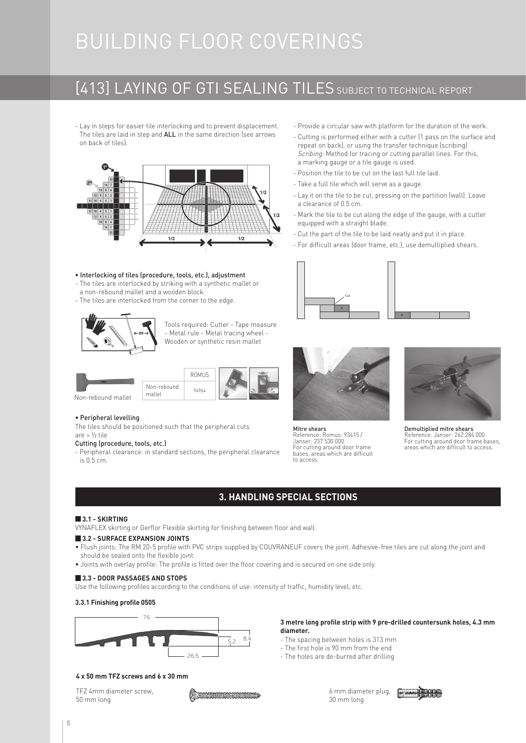# BUILDING FLOOR COVERINGS

## [413] LAYING OF GTI SEALING TILES SUBJECT TO TECHNICAL REPORT

- Lay in steps for easier tile interlocking and to prevent displacement. The tiles are laid in step and **ALL** in the same direction (see arrows on back of tiles).

- **Interlocking of tiles (procedure, tools, etc.), adjustment**
- The tiles are interlocked by striking with a synthetic mallet or a non-rebound mallet and a wooden block.
- The tiles are interlocked from the corner to the edge.

Tools required: Cutter - Tape measure - Metal rule - Metal tracing wheel - Wooden or synthetic resin mallet

Non-rebound mallet

| | ROMUS |
|---|---|
| Non-rebound mallet | 94964 |

- **Peripheral levelling**

The tiles should be positioned such that the peripheral cuts are > ½ tile

**Cutting (procedure, tools, etc.)**

- Peripheral clearance: in standard sections, the peripheral clearance is 0.5 cm.
- Provide a circular saw with platform for the duration of the work.
- Cutting is performed either with a cutter (1 pass on the surface and repeat on back), or using the transfer technique (scribing) *Scribing:* Method for tracing or cutting parallel lines. For this, a marking gauge or a tile gauge is used.
- Position the tile to be cut on the last full tile laid.
- Take a full tile which will serve as a gauge.
- Lay it on the tile to be cut, pressing on the partition (wall). Leave a clearance of 0.5 cm.
- Mark the tile to be cut along the edge of the gauge, with a cutter equipped with a straight blade.
- Cut the part of the tile to be laid neatly and put it in place.
- For difficult areas (door frame, etc.), use demultiplied shears.

**Mitre shears**
Reference: Romus: 93415 / Janser: 237 530 000
For cutting around door frame bases, areas which are difficult to access.

**Demultiplied mitre shears**
Reference: Janser: 262 284 000
For cutting around door frame bases, areas which are difficult to access.

## 3. HANDLING SPECIAL SECTIONS

### 3.1 - SKIRTING

VYNAFLEX skirting or Gerflor Flexible skirting for finishing between floor and wall.

### 3.2 - SURFACE EXPANSION JOINTS

- Flush joints: The RM 20-5 profile with PVC strips supplied by COUVRANEUF covers the joint. Adhesive-free tiles are cut along the joint and should be sealed onto the flexible joint.
- Joints with overlay profile: The profile is fitted over the floor covering and is secured on one side only.

### 3.3 - DOOR PASSAGES AND STOPS

Use the following profiles according to the conditions of use: intensity of traffic, humidity level, etc.

#### 3.3.1 Finishing profile 0505

**3 metre long profile strip with 9 pre-drilled countersunk holes, 4.3 mm diameter.**

- The spacing between holes is 313 mm
- The first hole is 90 mm from the end
- The holes are de-burred after drilling

**4 x 50 mm TFZ screws and 6 x 30 mm**

TFZ 4mm diameter screw, 50 mm long

6 mm diameter plug, 30 mm long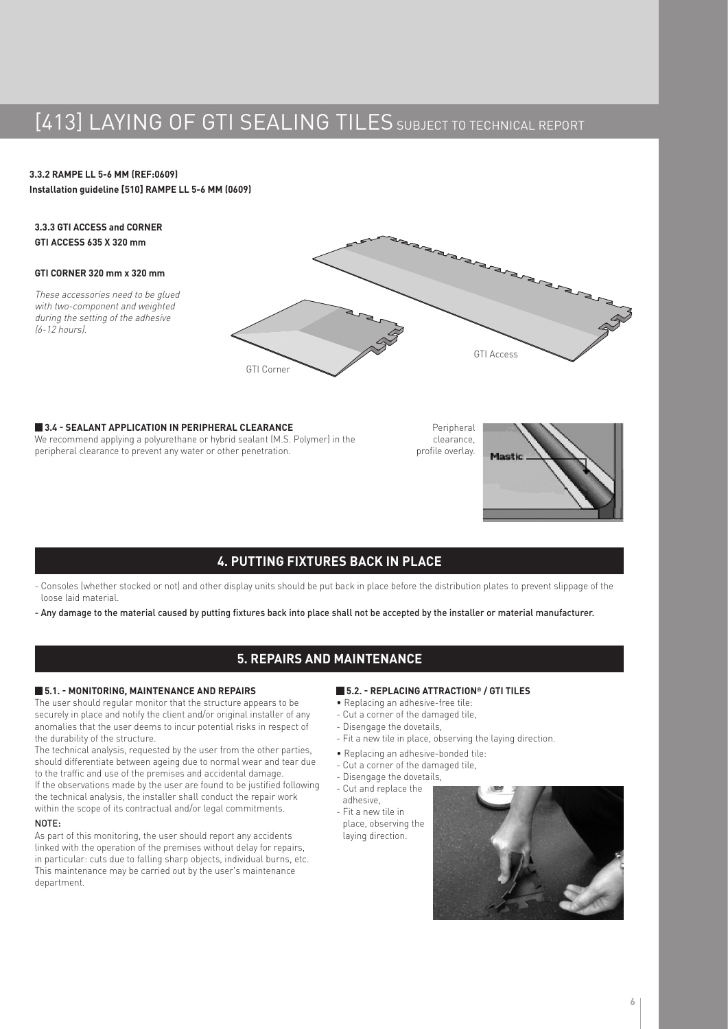# [413] LAYING OF GTI SEALING TILES SUBJECT TO TECHNICAL REPORT

**3.3.2 RAMPE LL 5-6 MM (REF:0609)**
**Installation guideline [510] RAMPE LL 5-6 MM (0609)**

**3.3.3 GTI ACCESS and CORNER**
**GTI ACCESS 635 X 320 mm**

**GTI CORNER 320 mm x 320 mm**

*These accessories need to be glued with two-component and weighted during the setting of the adhesive (6-12 hours).*

GTI Corner

GTI Access

### 3.4 - SEALANT APPLICATION IN PERIPHERAL CLEARANCE

We recommend applying a polyurethane or hybrid sealant (M.S. Polymer) in the peripheral clearance to prevent any water or other penetration.

Peripheral clearance, profile overlay.

Mastic

## 4. PUTTING FIXTURES BACK IN PLACE

- Consoles (whether stocked or not) and other display units should be put back in place before the distribution plates to prevent slippage of the loose laid material.
- **Any damage to the material caused by putting fixtures back into place shall not be accepted by the installer or material manufacturer.**

## 5. REPAIRS AND MAINTENANCE

### 5.1. - MONITORING, MAINTENANCE AND REPAIRS

The user should regular monitor that the structure appears to be securely in place and notify the client and/or original installer of any anomalies that the user deems to incur potential risks in respect of the durability of the structure.

The technical analysis, requested by the user from the other parties, should differentiate between ageing due to normal wear and tear due to the traffic and use of the premises and accidental damage.

If the observations made by the user are found to be justified following the technical analysis, the installer shall conduct the repair work within the scope of its contractual and/or legal commitments.

NOTE:

As part of this monitoring, the user should report any accidents linked with the operation of the premises without delay for repairs, in particular: cuts due to falling sharp objects, individual burns, etc. This maintenance may be carried out by the user's maintenance department.

### 5.2. - REPLACING ATTRACTION® / GTI TILES

- Replacing an adhesive-free tile:
  - Cut a corner of the damaged tile,
  - Disengage the dovetails,
  - Fit a new tile in place, observing the laying direction.
- Replacing an adhesive-bonded tile:
  - Cut a corner of the damaged tile,
  - Disengage the dovetails,
  - Cut and replace the adhesive,
  - Fit a new tile in place, observing the laying direction.